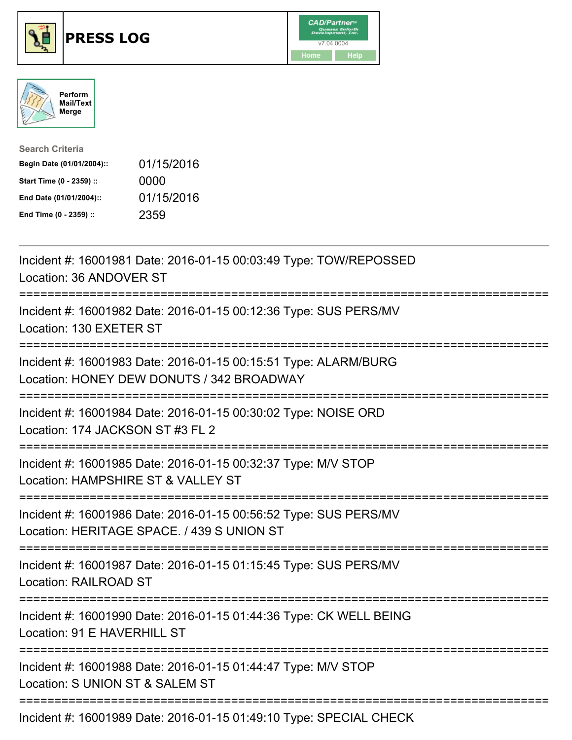# PRESS LOG

v7.04.0004

Home Help

Perform Mail/Text Merge

**Search Criteria**

| | |
|---|---|
| **Begin Date (01/01/2004)::** | 01/15/2016 |
| **Start Time (0 - 2359) ::** | 0000 |
| **End Date (01/01/2004)::** | 01/15/2016 |
| **End Time (0 - 2359) ::** | 2359 |

---

Incident #: 16001981 Date: 2016-01-15 00:03:49 Type: TOW/REPOSSED
Location: 36 ANDOVER ST

===========================================================================

Incident #: 16001982 Date: 2016-01-15 00:12:36 Type: SUS PERS/MV
Location: 130 EXETER ST

===========================================================================

Incident #: 16001983 Date: 2016-01-15 00:15:51 Type: ALARM/BURG
Location: HONEY DEW DONUTS / 342 BROADWAY

===========================================================================

Incident #: 16001984 Date: 2016-01-15 00:30:02 Type: NOISE ORD
Location: 174 JACKSON ST #3 FL 2

===========================================================================

Incident #: 16001985 Date: 2016-01-15 00:32:37 Type: M/V STOP
Location: HAMPSHIRE ST & VALLEY ST

===========================================================================

Incident #: 16001986 Date: 2016-01-15 00:56:52 Type: SUS PERS/MV
Location: HERITAGE SPACE. / 439 S UNION ST

===========================================================================

Incident #: 16001987 Date: 2016-01-15 01:15:45 Type: SUS PERS/MV
Location: RAILROAD ST

===========================================================================

Incident #: 16001990 Date: 2016-01-15 01:44:36 Type: CK WELL BEING
Location: 91 E HAVERHILL ST

===========================================================================

Incident #: 16001988 Date: 2016-01-15 01:44:47 Type: M/V STOP
Location: S UNION ST & SALEM ST

===========================================================================

Incident #: 16001989 Date: 2016-01-15 01:49:10 Type: SPECIAL CHECK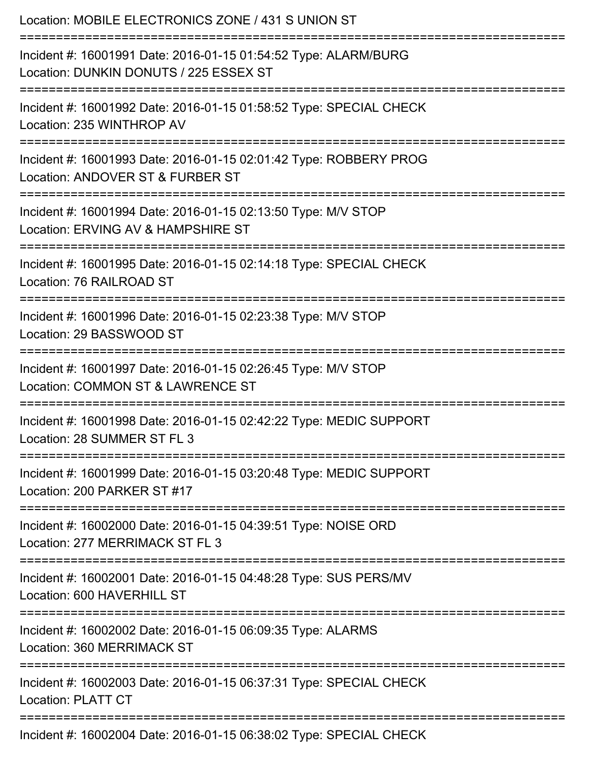Location: MOBILE ELECTRONICS ZONE / 431 S UNION ST

===========================================================================

Incident #: 16001991 Date: 2016-01-15 01:54:52 Type: ALARM/BURG
Location: DUNKIN DONUTS / 225 ESSEX ST

===========================================================================

Incident #: 16001992 Date: 2016-01-15 01:58:52 Type: SPECIAL CHECK
Location: 235 WINTHROP AV

===========================================================================

Incident #: 16001993 Date: 2016-01-15 02:01:42 Type: ROBBERY PROG
Location: ANDOVER ST & FURBER ST

===========================================================================

Incident #: 16001994 Date: 2016-01-15 02:13:50 Type: M/V STOP
Location: ERVING AV & HAMPSHIRE ST

===========================================================================

Incident #: 16001995 Date: 2016-01-15 02:14:18 Type: SPECIAL CHECK
Location: 76 RAILROAD ST

===========================================================================

Incident #: 16001996 Date: 2016-01-15 02:23:38 Type: M/V STOP
Location: 29 BASSWOOD ST

===========================================================================

Incident #: 16001997 Date: 2016-01-15 02:26:45 Type: M/V STOP
Location: COMMON ST & LAWRENCE ST

===========================================================================

Incident #: 16001998 Date: 2016-01-15 02:42:22 Type: MEDIC SUPPORT
Location: 28 SUMMER ST FL 3

===========================================================================

Incident #: 16001999 Date: 2016-01-15 03:20:48 Type: MEDIC SUPPORT
Location: 200 PARKER ST #17

===========================================================================

Incident #: 16002000 Date: 2016-01-15 04:39:51 Type: NOISE ORD
Location: 277 MERRIMACK ST FL 3

===========================================================================

Incident #: 16002001 Date: 2016-01-15 04:48:28 Type: SUS PERS/MV
Location: 600 HAVERHILL ST

===========================================================================

Incident #: 16002002 Date: 2016-01-15 06:09:35 Type: ALARMS
Location: 360 MERRIMACK ST

===========================================================================

Incident #: 16002003 Date: 2016-01-15 06:37:31 Type: SPECIAL CHECK
Location: PLATT CT

===========================================================================

Incident #: 16002004 Date: 2016-01-15 06:38:02 Type: SPECIAL CHECK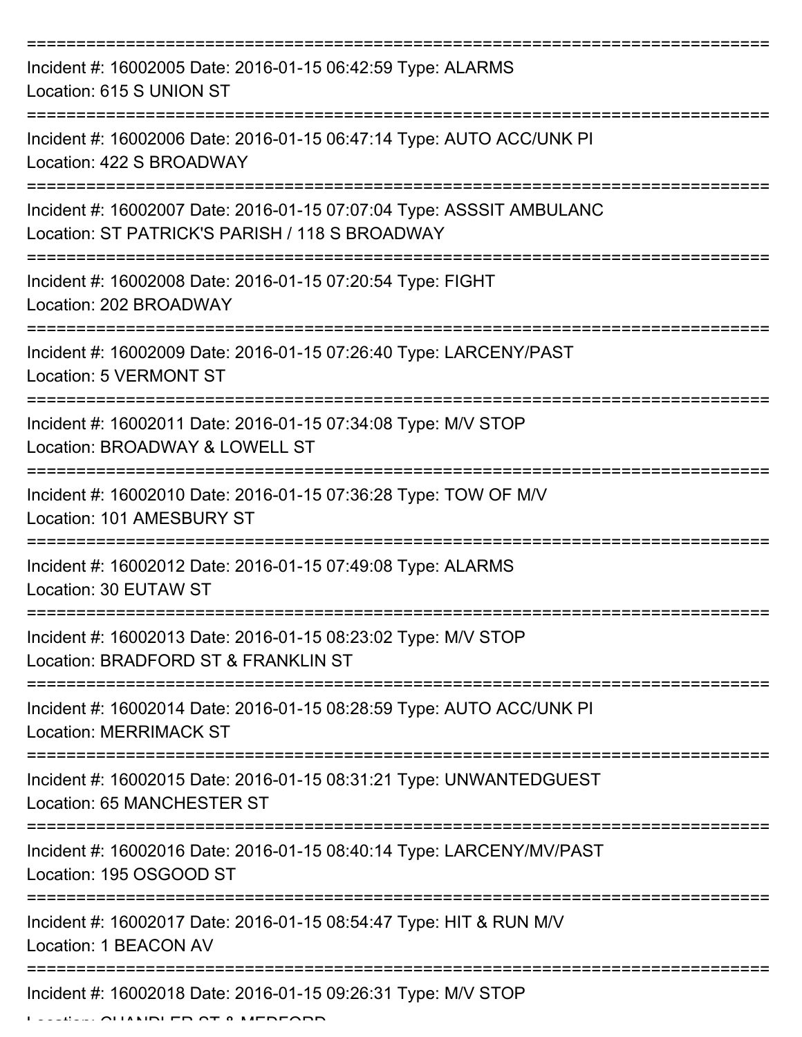===========================================================================

Incident #: 16002005 Date: 2016-01-15 06:42:59 Type: ALARMS
Location: 615 S UNION ST

===========================================================================

Incident #: 16002006 Date: 2016-01-15 06:47:14 Type: AUTO ACC/UNK PI
Location: 422 S BROADWAY

===========================================================================

Incident #: 16002007 Date: 2016-01-15 07:07:04 Type: ASSSIT AMBULANC
Location: ST PATRICK'S PARISH / 118 S BROADWAY

===========================================================================

Incident #: 16002008 Date: 2016-01-15 07:20:54 Type: FIGHT
Location: 202 BROADWAY

===========================================================================

Incident #: 16002009 Date: 2016-01-15 07:26:40 Type: LARCENY/PAST
Location: 5 VERMONT ST

===========================================================================

Incident #: 16002011 Date: 2016-01-15 07:34:08 Type: M/V STOP
Location: BROADWAY & LOWELL ST

===========================================================================

Incident #: 16002010 Date: 2016-01-15 07:36:28 Type: TOW OF M/V
Location: 101 AMESBURY ST

===========================================================================

Incident #: 16002012 Date: 2016-01-15 07:49:08 Type: ALARMS
Location: 30 EUTAW ST

===========================================================================

Incident #: 16002013 Date: 2016-01-15 08:23:02 Type: M/V STOP
Location: BRADFORD ST & FRANKLIN ST

===========================================================================

Incident #: 16002014 Date: 2016-01-15 08:28:59 Type: AUTO ACC/UNK PI
Location: MERRIMACK ST

===========================================================================

Incident #: 16002015 Date: 2016-01-15 08:31:21 Type: UNWANTEDGUEST
Location: 65 MANCHESTER ST

===========================================================================

Incident #: 16002016 Date: 2016-01-15 08:40:14 Type: LARCENY/MV/PAST
Location: 195 OSGOOD ST

===========================================================================

Incident #: 16002017 Date: 2016-01-15 08:54:47 Type: HIT & RUN M/V
Location: 1 BEACON AV

===========================================================================

Incident #: 16002018 Date: 2016-01-15 09:26:31 Type: M/V STOP
Location: CHANDLER ST & MEDFORD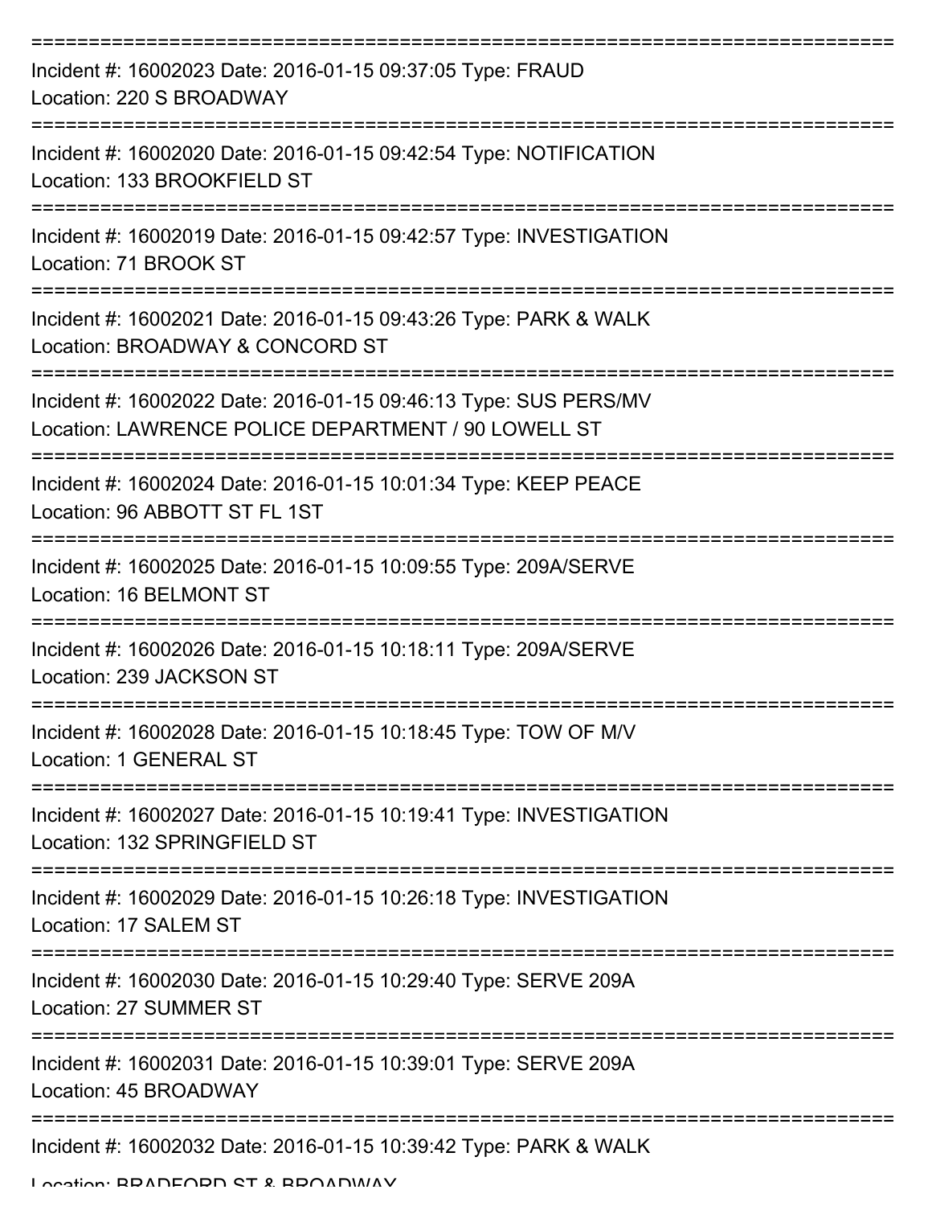===========================================================================

Incident #: 16002023 Date: 2016-01-15 09:37:05 Type: FRAUD
Location: 220 S BROADWAY

===========================================================================

Incident #: 16002020 Date: 2016-01-15 09:42:54 Type: NOTIFICATION
Location: 133 BROOKFIELD ST

===========================================================================

Incident #: 16002019 Date: 2016-01-15 09:42:57 Type: INVESTIGATION
Location: 71 BROOK ST

===========================================================================

Incident #: 16002021 Date: 2016-01-15 09:43:26 Type: PARK & WALK
Location: BROADWAY & CONCORD ST

===========================================================================

Incident #: 16002022 Date: 2016-01-15 09:46:13 Type: SUS PERS/MV
Location: LAWRENCE POLICE DEPARTMENT / 90 LOWELL ST

===========================================================================

Incident #: 16002024 Date: 2016-01-15 10:01:34 Type: KEEP PEACE
Location: 96 ABBOTT ST FL 1ST

===========================================================================

Incident #: 16002025 Date: 2016-01-15 10:09:55 Type: 209A/SERVE
Location: 16 BELMONT ST

===========================================================================

Incident #: 16002026 Date: 2016-01-15 10:18:11 Type: 209A/SERVE
Location: 239 JACKSON ST

===========================================================================

Incident #: 16002028 Date: 2016-01-15 10:18:45 Type: TOW OF M/V
Location: 1 GENERAL ST

===========================================================================

Incident #: 16002027 Date: 2016-01-15 10:19:41 Type: INVESTIGATION
Location: 132 SPRINGFIELD ST

===========================================================================

Incident #: 16002029 Date: 2016-01-15 10:26:18 Type: INVESTIGATION
Location: 17 SALEM ST

===========================================================================

Incident #: 16002030 Date: 2016-01-15 10:29:40 Type: SERVE 209A
Location: 27 SUMMER ST

===========================================================================

Incident #: 16002031 Date: 2016-01-15 10:39:01 Type: SERVE 209A
Location: 45 BROADWAY

===========================================================================

Incident #: 16002032 Date: 2016-01-15 10:39:42 Type: PARK & WALK
Location: BRADFORD ST & BROADWAY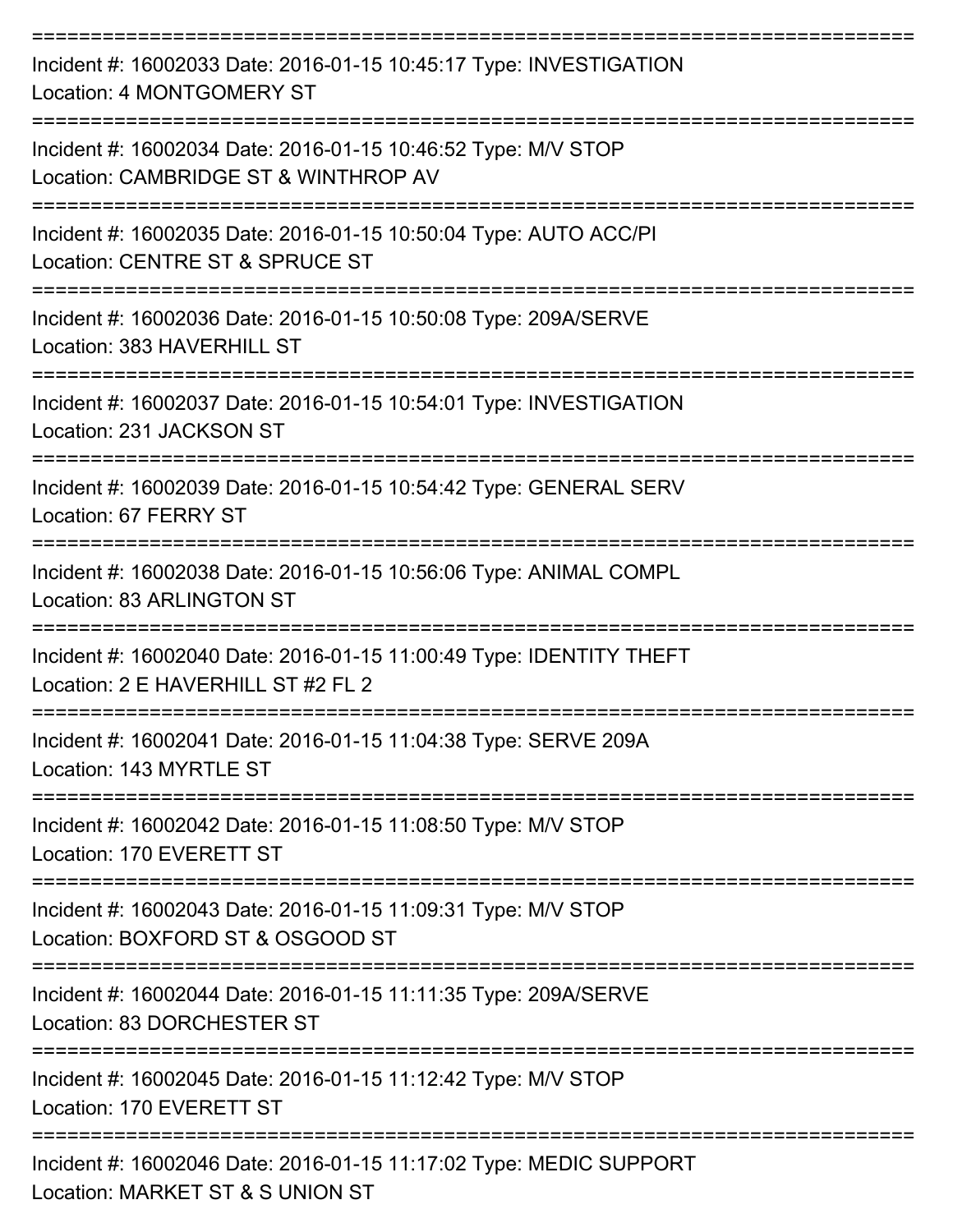===========================================================================

Incident #: 16002033 Date: 2016-01-15 10:45:17 Type: INVESTIGATION
Location: 4 MONTGOMERY ST

===========================================================================

Incident #: 16002034 Date: 2016-01-15 10:46:52 Type: M/V STOP
Location: CAMBRIDGE ST & WINTHROP AV

===========================================================================

Incident #: 16002035 Date: 2016-01-15 10:50:04 Type: AUTO ACC/PI
Location: CENTRE ST & SPRUCE ST

===========================================================================

Incident #: 16002036 Date: 2016-01-15 10:50:08 Type: 209A/SERVE
Location: 383 HAVERHILL ST

===========================================================================

Incident #: 16002037 Date: 2016-01-15 10:54:01 Type: INVESTIGATION
Location: 231 JACKSON ST

===========================================================================

Incident #: 16002039 Date: 2016-01-15 10:54:42 Type: GENERAL SERV
Location: 67 FERRY ST

===========================================================================

Incident #: 16002038 Date: 2016-01-15 10:56:06 Type: ANIMAL COMPL
Location: 83 ARLINGTON ST

===========================================================================

Incident #: 16002040 Date: 2016-01-15 11:00:49 Type: IDENTITY THEFT
Location: 2 E HAVERHILL ST #2 FL 2

===========================================================================

Incident #: 16002041 Date: 2016-01-15 11:04:38 Type: SERVE 209A
Location: 143 MYRTLE ST

===========================================================================

Incident #: 16002042 Date: 2016-01-15 11:08:50 Type: M/V STOP
Location: 170 EVERETT ST

===========================================================================

Incident #: 16002043 Date: 2016-01-15 11:09:31 Type: M/V STOP
Location: BOXFORD ST & OSGOOD ST

===========================================================================

Incident #: 16002044 Date: 2016-01-15 11:11:35 Type: 209A/SERVE
Location: 83 DORCHESTER ST

===========================================================================

Incident #: 16002045 Date: 2016-01-15 11:12:42 Type: M/V STOP
Location: 170 EVERETT ST

===========================================================================

Incident #: 16002046 Date: 2016-01-15 11:17:02 Type: MEDIC SUPPORT
Location: MARKET ST & S UNION ST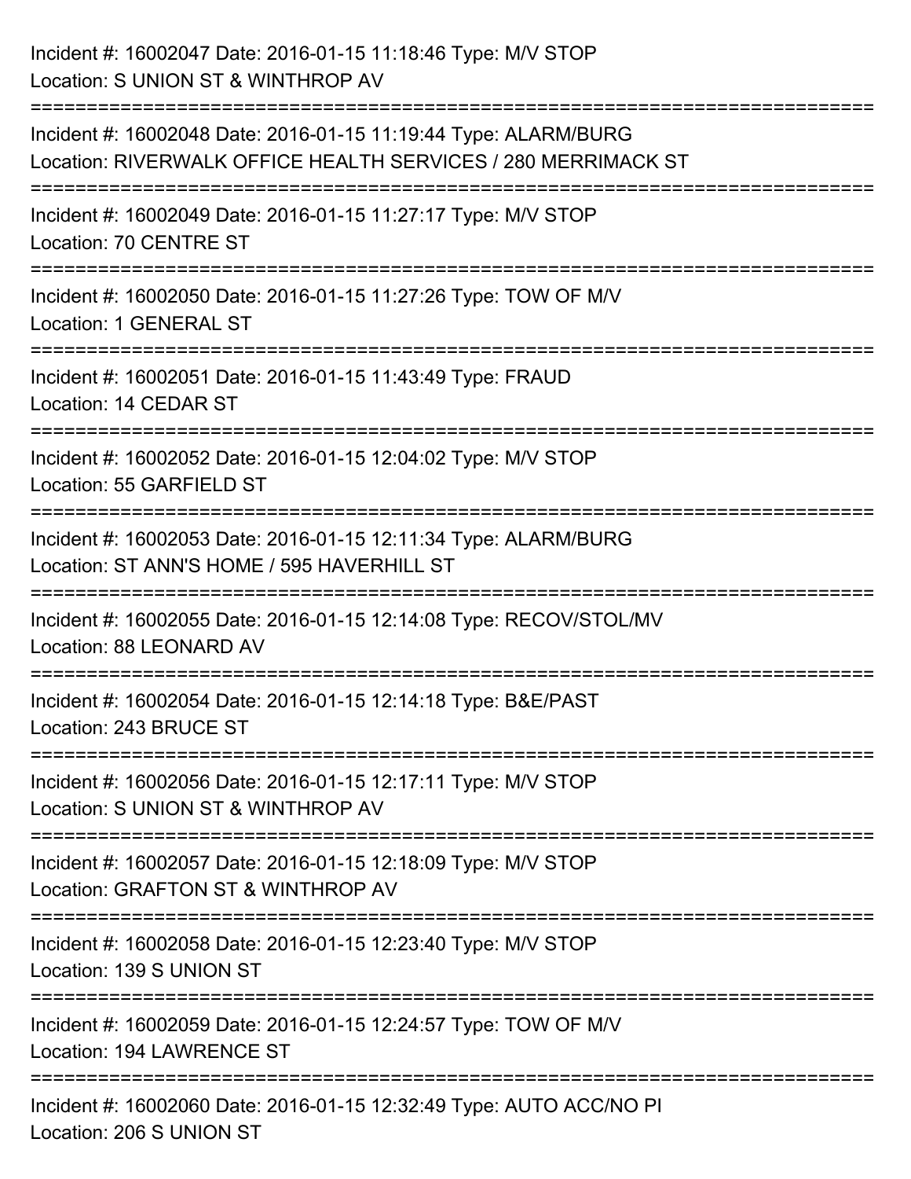Incident #: 16002047 Date: 2016-01-15 11:18:46 Type: M/V STOP
Location: S UNION ST & WINTHROP AV

===========================================================================

Incident #: 16002048 Date: 2016-01-15 11:19:44 Type: ALARM/BURG
Location: RIVERWALK OFFICE HEALTH SERVICES / 280 MERRIMACK ST

===========================================================================

Incident #: 16002049 Date: 2016-01-15 11:27:17 Type: M/V STOP
Location: 70 CENTRE ST

===========================================================================

Incident #: 16002050 Date: 2016-01-15 11:27:26 Type: TOW OF M/V
Location: 1 GENERAL ST

===========================================================================

Incident #: 16002051 Date: 2016-01-15 11:43:49 Type: FRAUD
Location: 14 CEDAR ST

===========================================================================

Incident #: 16002052 Date: 2016-01-15 12:04:02 Type: M/V STOP
Location: 55 GARFIELD ST

===========================================================================

Incident #: 16002053 Date: 2016-01-15 12:11:34 Type: ALARM/BURG
Location: ST ANN'S HOME / 595 HAVERHILL ST

===========================================================================

Incident #: 16002055 Date: 2016-01-15 12:14:08 Type: RECOV/STOL/MV
Location: 88 LEONARD AV

===========================================================================

Incident #: 16002054 Date: 2016-01-15 12:14:18 Type: B&E/PAST
Location: 243 BRUCE ST

===========================================================================

Incident #: 16002056 Date: 2016-01-15 12:17:11 Type: M/V STOP
Location: S UNION ST & WINTHROP AV

===========================================================================

Incident #: 16002057 Date: 2016-01-15 12:18:09 Type: M/V STOP
Location: GRAFTON ST & WINTHROP AV

===========================================================================

Incident #: 16002058 Date: 2016-01-15 12:23:40 Type: M/V STOP
Location: 139 S UNION ST

===========================================================================

Incident #: 16002059 Date: 2016-01-15 12:24:57 Type: TOW OF M/V
Location: 194 LAWRENCE ST

===========================================================================

Incident #: 16002060 Date: 2016-01-15 12:32:49 Type: AUTO ACC/NO PI
Location: 206 S UNION ST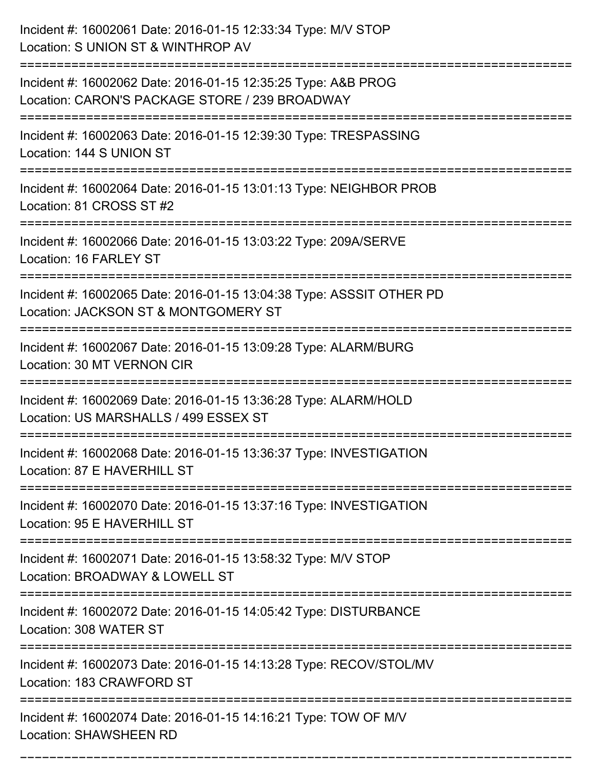Incident #: 16002061 Date: 2016-01-15 12:33:34 Type: M/V STOP
Location: S UNION ST & WINTHROP AV

===========================================================================

Incident #: 16002062 Date: 2016-01-15 12:35:25 Type: A&B PROG
Location: CARON'S PACKAGE STORE / 239 BROADWAY

===========================================================================

Incident #: 16002063 Date: 2016-01-15 12:39:30 Type: TRESPASSING
Location: 144 S UNION ST

===========================================================================

Incident #: 16002064 Date: 2016-01-15 13:01:13 Type: NEIGHBOR PROB
Location: 81 CROSS ST #2

===========================================================================

Incident #: 16002066 Date: 2016-01-15 13:03:22 Type: 209A/SERVE
Location: 16 FARLEY ST

===========================================================================

Incident #: 16002065 Date: 2016-01-15 13:04:38 Type: ASSSIT OTHER PD
Location: JACKSON ST & MONTGOMERY ST

===========================================================================

Incident #: 16002067 Date: 2016-01-15 13:09:28 Type: ALARM/BURG
Location: 30 MT VERNON CIR

===========================================================================

Incident #: 16002069 Date: 2016-01-15 13:36:28 Type: ALARM/HOLD
Location: US MARSHALLS / 499 ESSEX ST

===========================================================================

Incident #: 16002068 Date: 2016-01-15 13:36:37 Type: INVESTIGATION
Location: 87 E HAVERHILL ST

===========================================================================

Incident #: 16002070 Date: 2016-01-15 13:37:16 Type: INVESTIGATION
Location: 95 E HAVERHILL ST

===========================================================================

Incident #: 16002071 Date: 2016-01-15 13:58:32 Type: M/V STOP
Location: BROADWAY & LOWELL ST

===========================================================================

Incident #: 16002072 Date: 2016-01-15 14:05:42 Type: DISTURBANCE
Location: 308 WATER ST

===========================================================================

Incident #: 16002073 Date: 2016-01-15 14:13:28 Type: RECOV/STOL/MV
Location: 183 CRAWFORD ST

===========================================================================

Incident #: 16002074 Date: 2016-01-15 14:16:21 Type: TOW OF M/V
Location: SHAWSHEEN RD

===========================================================================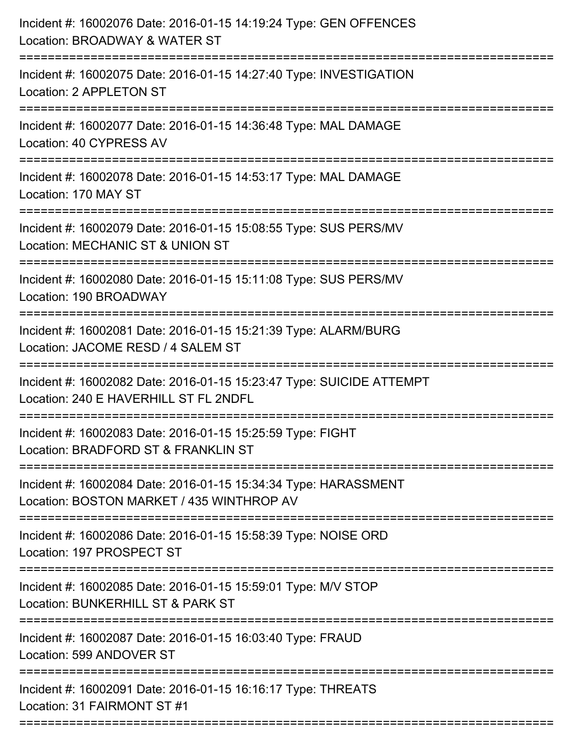Incident #: 16002076 Date: 2016-01-15 14:19:24 Type: GEN OFFENCES
Location: BROADWAY & WATER ST

===========================================================================

Incident #: 16002075 Date: 2016-01-15 14:27:40 Type: INVESTIGATION
Location: 2 APPLETON ST

===========================================================================

Incident #: 16002077 Date: 2016-01-15 14:36:48 Type: MAL DAMAGE
Location: 40 CYPRESS AV

===========================================================================

Incident #: 16002078 Date: 2016-01-15 14:53:17 Type: MAL DAMAGE
Location: 170 MAY ST

===========================================================================

Incident #: 16002079 Date: 2016-01-15 15:08:55 Type: SUS PERS/MV
Location: MECHANIC ST & UNION ST

===========================================================================

Incident #: 16002080 Date: 2016-01-15 15:11:08 Type: SUS PERS/MV
Location: 190 BROADWAY

===========================================================================

Incident #: 16002081 Date: 2016-01-15 15:21:39 Type: ALARM/BURG
Location: JACOME RESD / 4 SALEM ST

===========================================================================

Incident #: 16002082 Date: 2016-01-15 15:23:47 Type: SUICIDE ATTEMPT
Location: 240 E HAVERHILL ST FL 2NDFL

===========================================================================

Incident #: 16002083 Date: 2016-01-15 15:25:59 Type: FIGHT
Location: BRADFORD ST & FRANKLIN ST

===========================================================================

Incident #: 16002084 Date: 2016-01-15 15:34:34 Type: HARASSMENT
Location: BOSTON MARKET / 435 WINTHROP AV

===========================================================================

Incident #: 16002086 Date: 2016-01-15 15:58:39 Type: NOISE ORD
Location: 197 PROSPECT ST

===========================================================================

Incident #: 16002085 Date: 2016-01-15 15:59:01 Type: M/V STOP
Location: BUNKERHILL ST & PARK ST

===========================================================================

Incident #: 16002087 Date: 2016-01-15 16:03:40 Type: FRAUD
Location: 599 ANDOVER ST

===========================================================================

Incident #: 16002091 Date: 2016-01-15 16:16:17 Type: THREATS
Location: 31 FAIRMONT ST #1

===========================================================================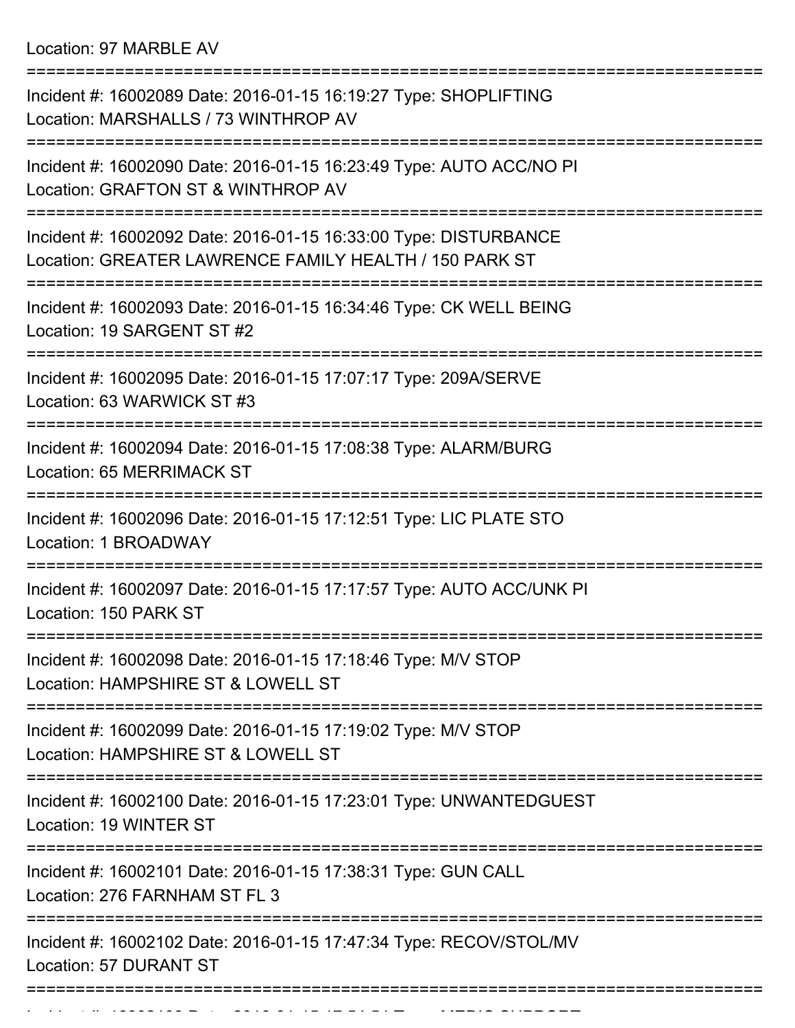Location: 97 MARBLE AV

===========================================================================

Incident #: 16002089 Date: 2016-01-15 16:19:27 Type: SHOPLIFTING
Location: MARSHALLS / 73 WINTHROP AV

===========================================================================

Incident #: 16002090 Date: 2016-01-15 16:23:49 Type: AUTO ACC/NO PI
Location: GRAFTON ST & WINTHROP AV

===========================================================================

Incident #: 16002092 Date: 2016-01-15 16:33:00 Type: DISTURBANCE
Location: GREATER LAWRENCE FAMILY HEALTH / 150 PARK ST

===========================================================================

Incident #: 16002093 Date: 2016-01-15 16:34:46 Type: CK WELL BEING
Location: 19 SARGENT ST #2

===========================================================================

Incident #: 16002095 Date: 2016-01-15 17:07:17 Type: 209A/SERVE
Location: 63 WARWICK ST #3

===========================================================================

Incident #: 16002094 Date: 2016-01-15 17:08:38 Type: ALARM/BURG
Location: 65 MERRIMACK ST

===========================================================================

Incident #: 16002096 Date: 2016-01-15 17:12:51 Type: LIC PLATE STO
Location: 1 BROADWAY

===========================================================================

Incident #: 16002097 Date: 2016-01-15 17:17:57 Type: AUTO ACC/UNK PI
Location: 150 PARK ST

===========================================================================

Incident #: 16002098 Date: 2016-01-15 17:18:46 Type: M/V STOP
Location: HAMPSHIRE ST & LOWELL ST

===========================================================================

Incident #: 16002099 Date: 2016-01-15 17:19:02 Type: M/V STOP
Location: HAMPSHIRE ST & LOWELL ST

===========================================================================

Incident #: 16002100 Date: 2016-01-15 17:23:01 Type: UNWANTEDGUEST
Location: 19 WINTER ST

===========================================================================

Incident #: 16002101 Date: 2016-01-15 17:38:31 Type: GUN CALL
Location: 276 FARNHAM ST FL 3

===========================================================================

Incident #: 16002102 Date: 2016-01-15 17:47:34 Type: RECOV/STOL/MV
Location: 57 DURANT ST

===========================================================================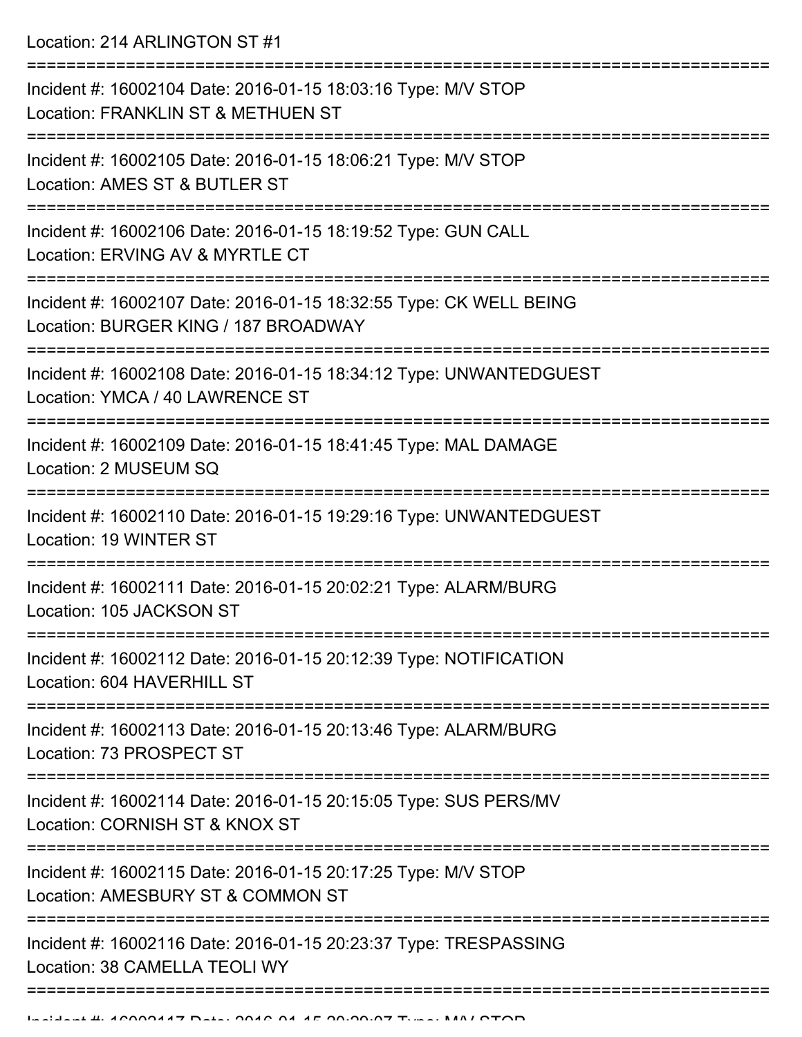Location: 214 ARLINGTON ST #1

===========================================================================

Incident #: 16002104 Date: 2016-01-15 18:03:16 Type: M/V STOP
Location: FRANKLIN ST & METHUEN ST

===========================================================================

Incident #: 16002105 Date: 2016-01-15 18:06:21 Type: M/V STOP
Location: AMES ST & BUTLER ST

===========================================================================

Incident #: 16002106 Date: 2016-01-15 18:19:52 Type: GUN CALL
Location: ERVING AV & MYRTLE CT

===========================================================================

Incident #: 16002107 Date: 2016-01-15 18:32:55 Type: CK WELL BEING
Location: BURGER KING / 187 BROADWAY

===========================================================================

Incident #: 16002108 Date: 2016-01-15 18:34:12 Type: UNWANTEDGUEST
Location: YMCA / 40 LAWRENCE ST

===========================================================================

Incident #: 16002109 Date: 2016-01-15 18:41:45 Type: MAL DAMAGE
Location: 2 MUSEUM SQ

===========================================================================

Incident #: 16002110 Date: 2016-01-15 19:29:16 Type: UNWANTEDGUEST
Location: 19 WINTER ST

===========================================================================

Incident #: 16002111 Date: 2016-01-15 20:02:21 Type: ALARM/BURG
Location: 105 JACKSON ST

===========================================================================

Incident #: 16002112 Date: 2016-01-15 20:12:39 Type: NOTIFICATION
Location: 604 HAVERHILL ST

===========================================================================

Incident #: 16002113 Date: 2016-01-15 20:13:46 Type: ALARM/BURG
Location: 73 PROSPECT ST

===========================================================================

Incident #: 16002114 Date: 2016-01-15 20:15:05 Type: SUS PERS/MV
Location: CORNISH ST & KNOX ST

===========================================================================

Incident #: 16002115 Date: 2016-01-15 20:17:25 Type: M/V STOP
Location: AMESBURY ST & COMMON ST

===========================================================================

Incident #: 16002116 Date: 2016-01-15 20:23:37 Type: TRESPASSING
Location: 38 CAMELLA TEOLI WY

===========================================================================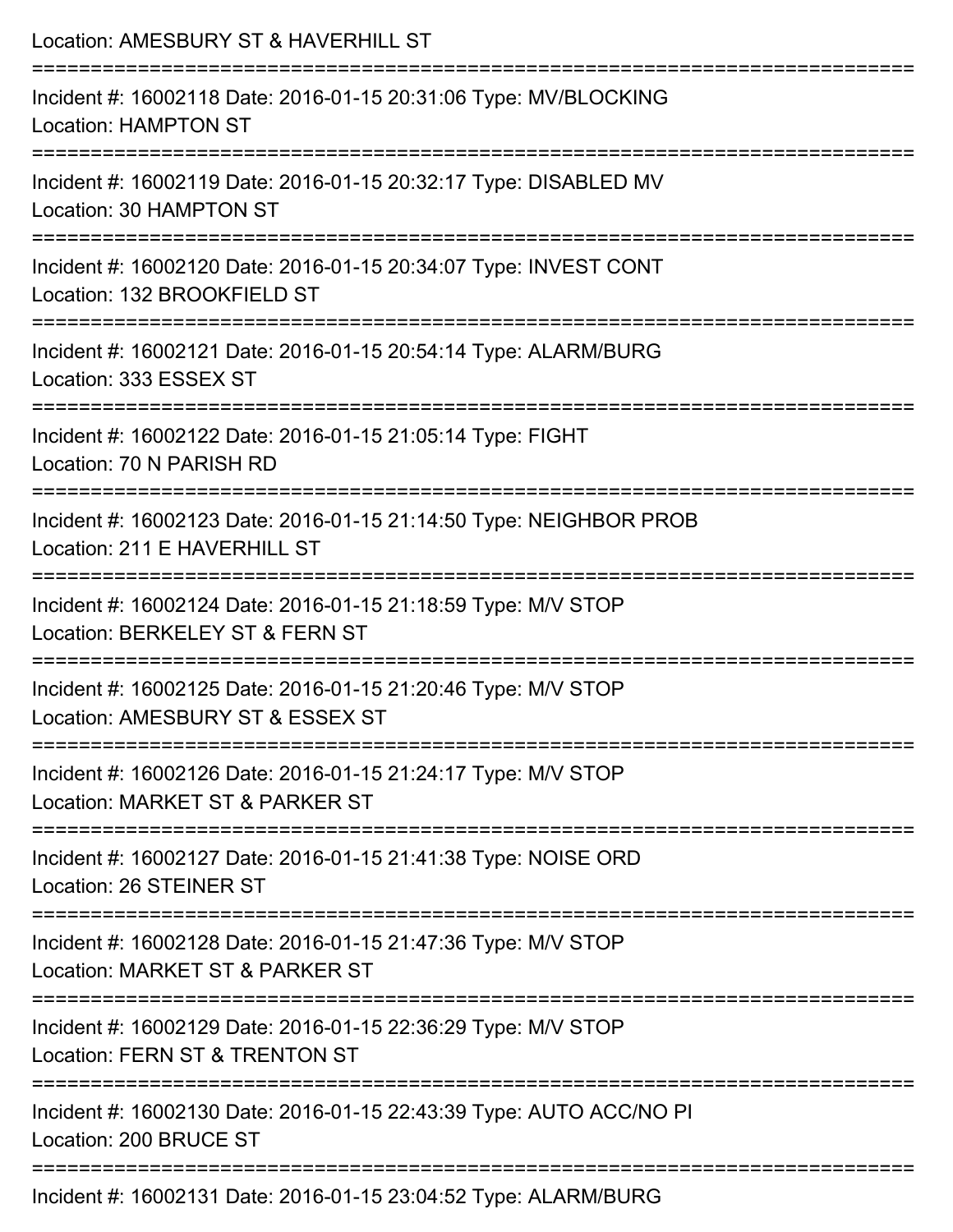Location: AMESBURY ST & HAVERHILL ST

===========================================================================

Incident #: 16002118 Date: 2016-01-15 20:31:06 Type: MV/BLOCKING
Location: HAMPTON ST

===========================================================================

Incident #: 16002119 Date: 2016-01-15 20:32:17 Type: DISABLED MV
Location: 30 HAMPTON ST

===========================================================================

Incident #: 16002120 Date: 2016-01-15 20:34:07 Type: INVEST CONT
Location: 132 BROOKFIELD ST

===========================================================================

Incident #: 16002121 Date: 2016-01-15 20:54:14 Type: ALARM/BURG
Location: 333 ESSEX ST

===========================================================================

Incident #: 16002122 Date: 2016-01-15 21:05:14 Type: FIGHT
Location: 70 N PARISH RD

===========================================================================

Incident #: 16002123 Date: 2016-01-15 21:14:50 Type: NEIGHBOR PROB
Location: 211 E HAVERHILL ST

===========================================================================

Incident #: 16002124 Date: 2016-01-15 21:18:59 Type: M/V STOP
Location: BERKELEY ST & FERN ST

===========================================================================

Incident #: 16002125 Date: 2016-01-15 21:20:46 Type: M/V STOP
Location: AMESBURY ST & ESSEX ST

===========================================================================

Incident #: 16002126 Date: 2016-01-15 21:24:17 Type: M/V STOP
Location: MARKET ST & PARKER ST

===========================================================================

Incident #: 16002127 Date: 2016-01-15 21:41:38 Type: NOISE ORD
Location: 26 STEINER ST

===========================================================================

Incident #: 16002128 Date: 2016-01-15 21:47:36 Type: M/V STOP
Location: MARKET ST & PARKER ST

===========================================================================

Incident #: 16002129 Date: 2016-01-15 22:36:29 Type: M/V STOP
Location: FERN ST & TRENTON ST

===========================================================================

Incident #: 16002130 Date: 2016-01-15 22:43:39 Type: AUTO ACC/NO PI
Location: 200 BRUCE ST

===========================================================================

Incident #: 16002131 Date: 2016-01-15 23:04:52 Type: ALARM/BURG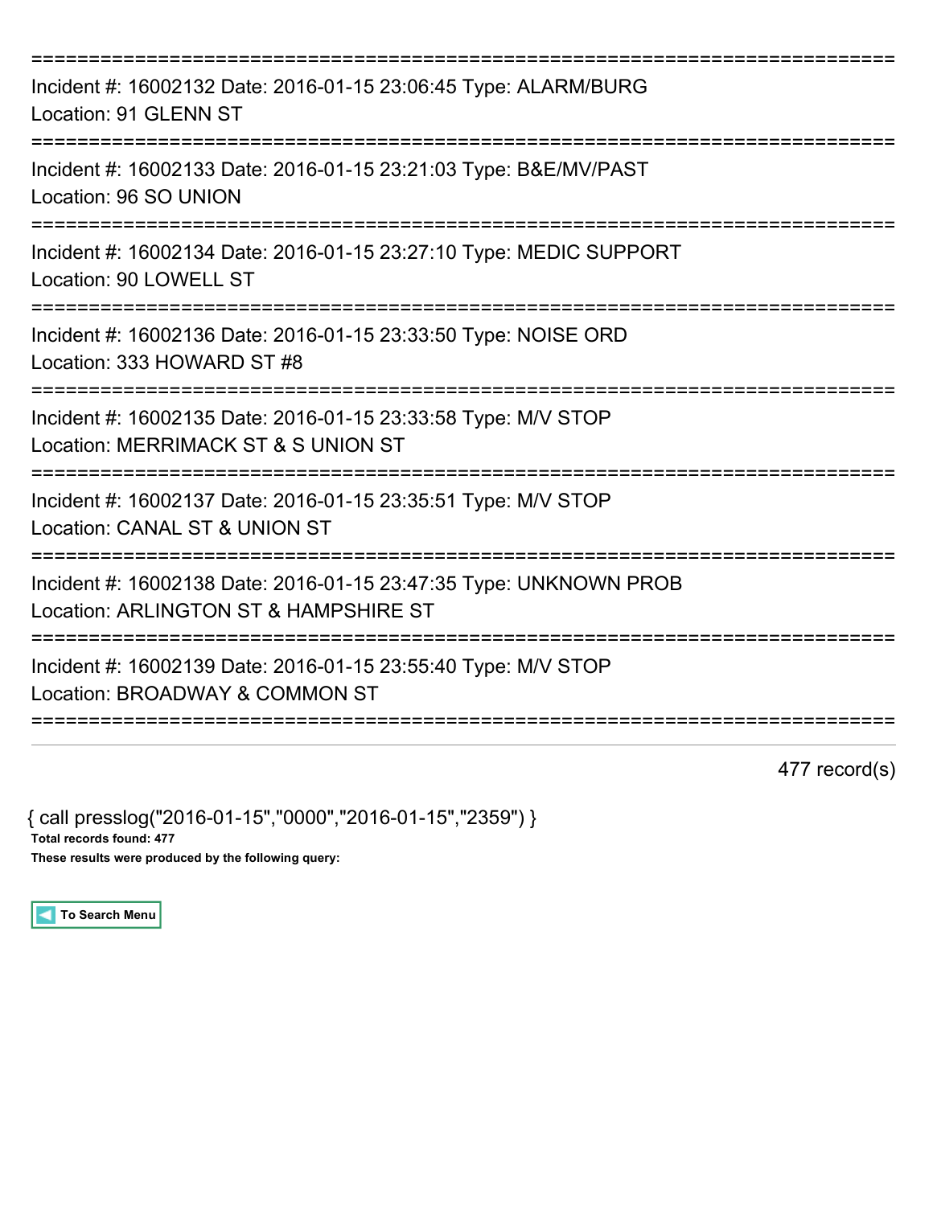===========================================================================

Incident #: 16002132 Date: 2016-01-15 23:06:45 Type: ALARM/BURG
Location: 91 GLENN ST

===========================================================================

Incident #: 16002133 Date: 2016-01-15 23:21:03 Type: B&E/MV/PAST
Location: 96 SO UNION

===========================================================================

Incident #: 16002134 Date: 2016-01-15 23:27:10 Type: MEDIC SUPPORT
Location: 90 LOWELL ST

===========================================================================

Incident #: 16002136 Date: 2016-01-15 23:33:50 Type: NOISE ORD
Location: 333 HOWARD ST #8

===========================================================================

Incident #: 16002135 Date: 2016-01-15 23:33:58 Type: M/V STOP
Location: MERRIMACK ST & S UNION ST

===========================================================================

Incident #: 16002137 Date: 2016-01-15 23:35:51 Type: M/V STOP
Location: CANAL ST & UNION ST

===========================================================================

Incident #: 16002138 Date: 2016-01-15 23:47:35 Type: UNKNOWN PROB
Location: ARLINGTON ST & HAMPSHIRE ST

===========================================================================

Incident #: 16002139 Date: 2016-01-15 23:55:40 Type: M/V STOP
Location: BROADWAY & COMMON ST

===========================================================================

477 record(s)

{ call presslog("2016-01-15","0000","2016-01-15","2359") }

**Total records found: 477**

**These results were produced by the following query:**

To Search Menu